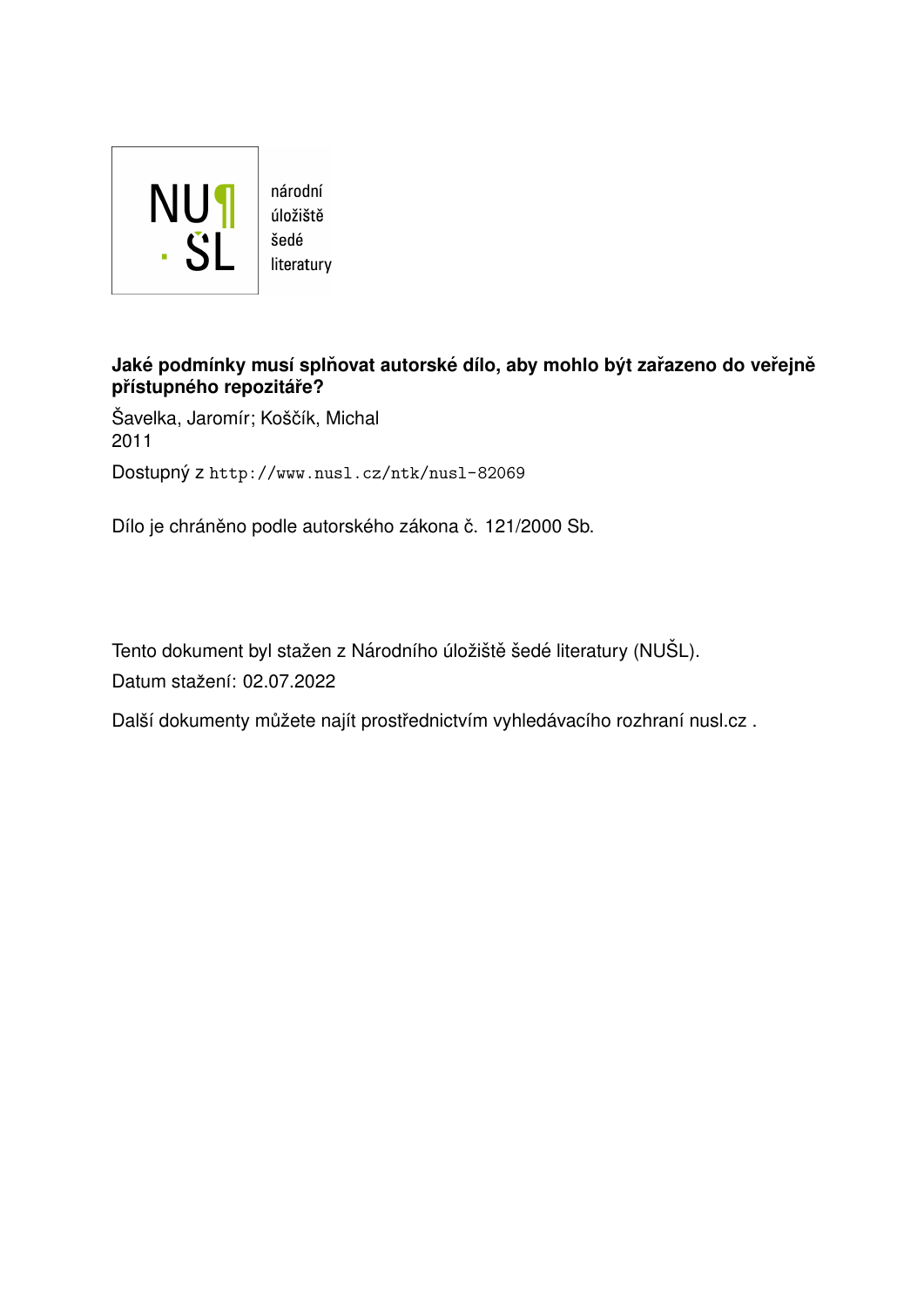NUŠL

národní
úložiště
šedé
literatury

**Jaké podmínky musí splňovat autorské dílo, aby mohlo být zařazeno do veřejně přístupného repozitáře?**

Šavelka, Jaromír; Koščík, Michal
2011

Dostupný z http://www.nusl.cz/ntk/nusl-82069

Dílo je chráněno podle autorského zákona č. 121/2000 Sb.

Tento dokument byl stažen z Národního úložiště šedé literatury (NUŠL).
Datum stažení: 02.07.2022

Další dokumenty můžete najít prostřednictvím vyhledávacího rozhraní nusl.cz .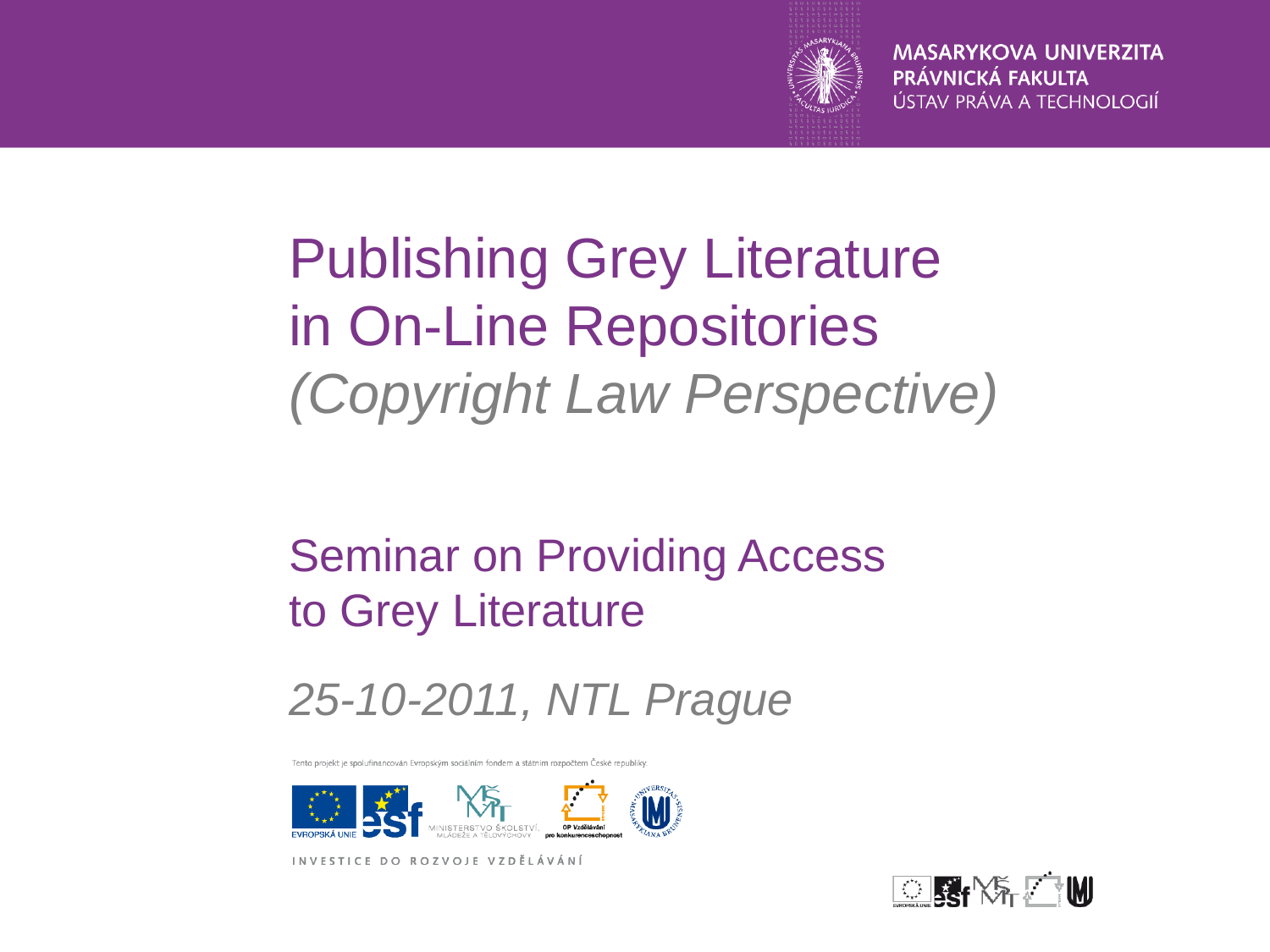MASARYKOVA UNIVERZITA
PRÁVNICKÁ FAKULTA
ÚSTAV PRÁVA A TECHNOLOGIÍ

# Publishing Grey Literature in On-Line Repositories *(Copyright Law Perspective)*

## Seminar on Providing Access to Grey Literature

*25-10-2011, NTL Prague*

Tento projekt je spolufinancován Evropským sociálním fondem a státním rozpočtem České republiky.

EVROPSKÁ UNIE

MINISTERSTVO ŠKOLSTVÍ, MLÁDEŽE A TĚLOVÝCHOVY

OP Vzdělávání pro konkurenceschopnost

INVESTICE DO ROZVOJE VZDĚLÁVÁNÍ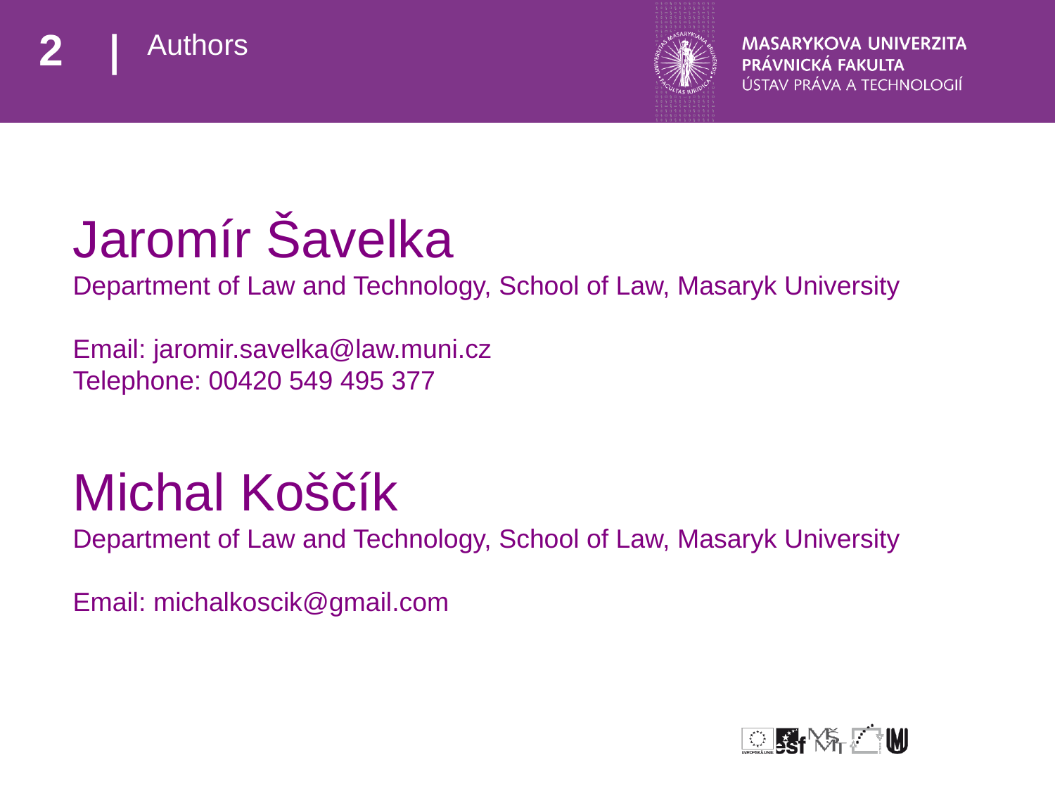# Authors

## Jaromír Šavelka

Department of Law and Technology, School of Law, Masaryk University

Email: jaromir.savelka@law.muni.cz
Telephone: 00420 549 495 377

## Michal Koščík

Department of Law and Technology, School of Law, Masaryk University

Email: michalkoscik@gmail.com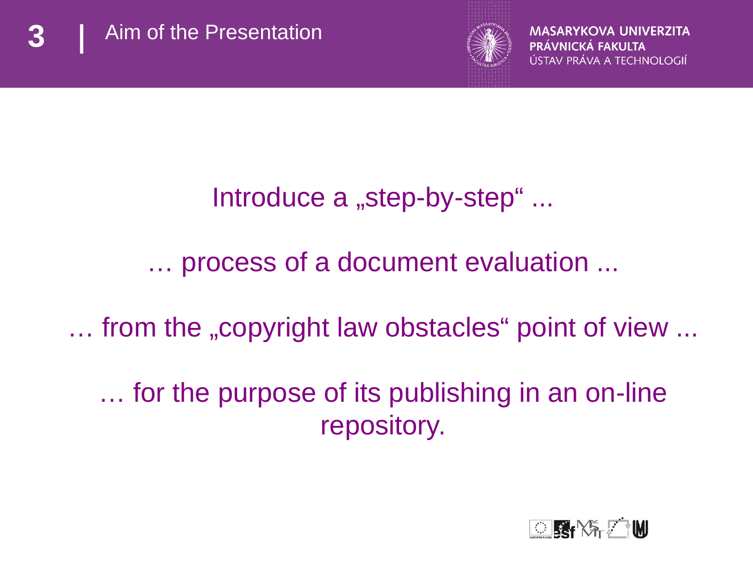# Aim of the Presentation

Introduce a „step-by-step“ ...

… process of a document evaluation ...

… from the „copyright law obstacles“ point of view ...

… for the purpose of its publishing in an on-line repository.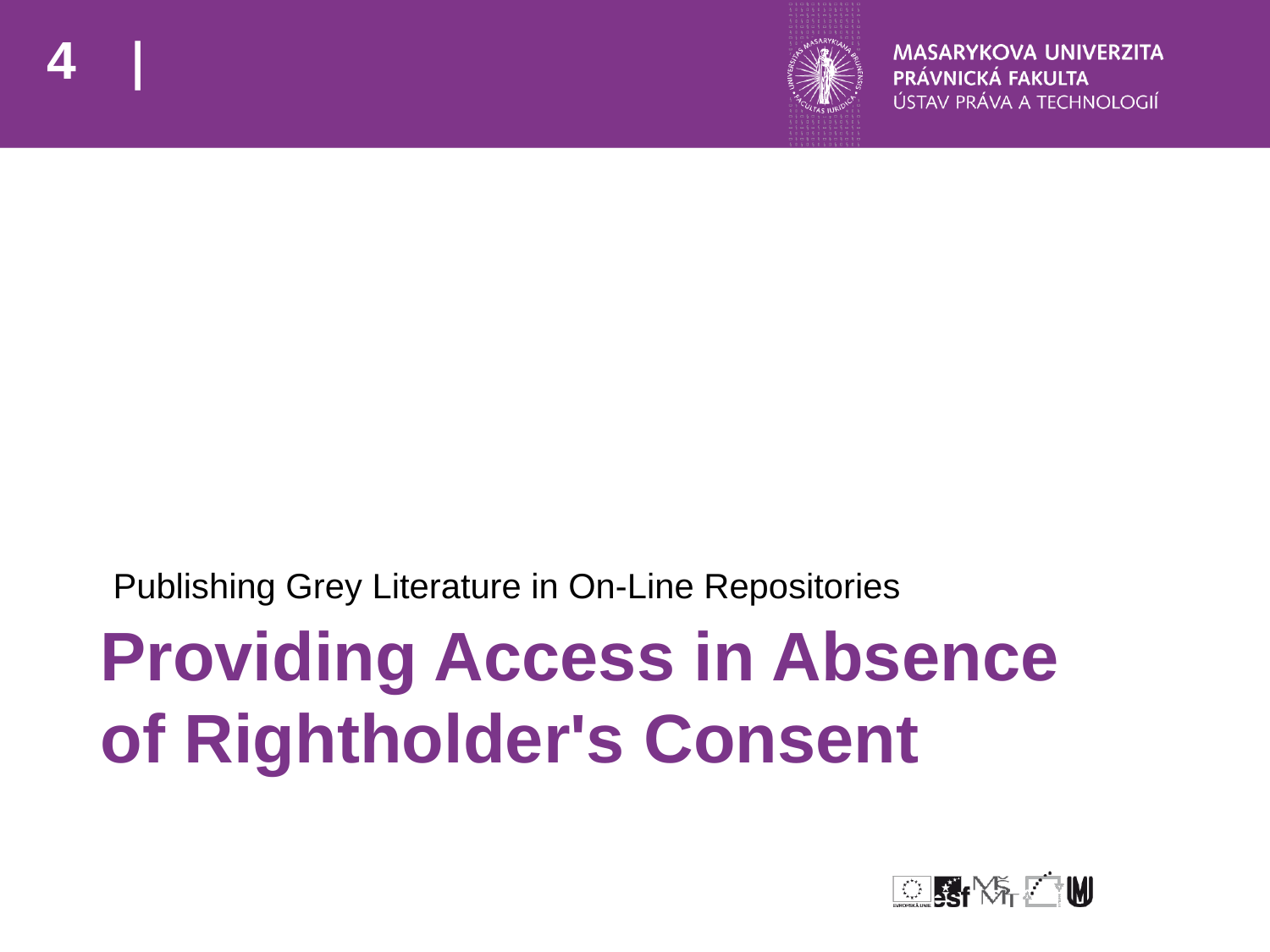Publishing Grey Literature in On-Line Repositories

# Providing Access in Absence of Rightholder's Consent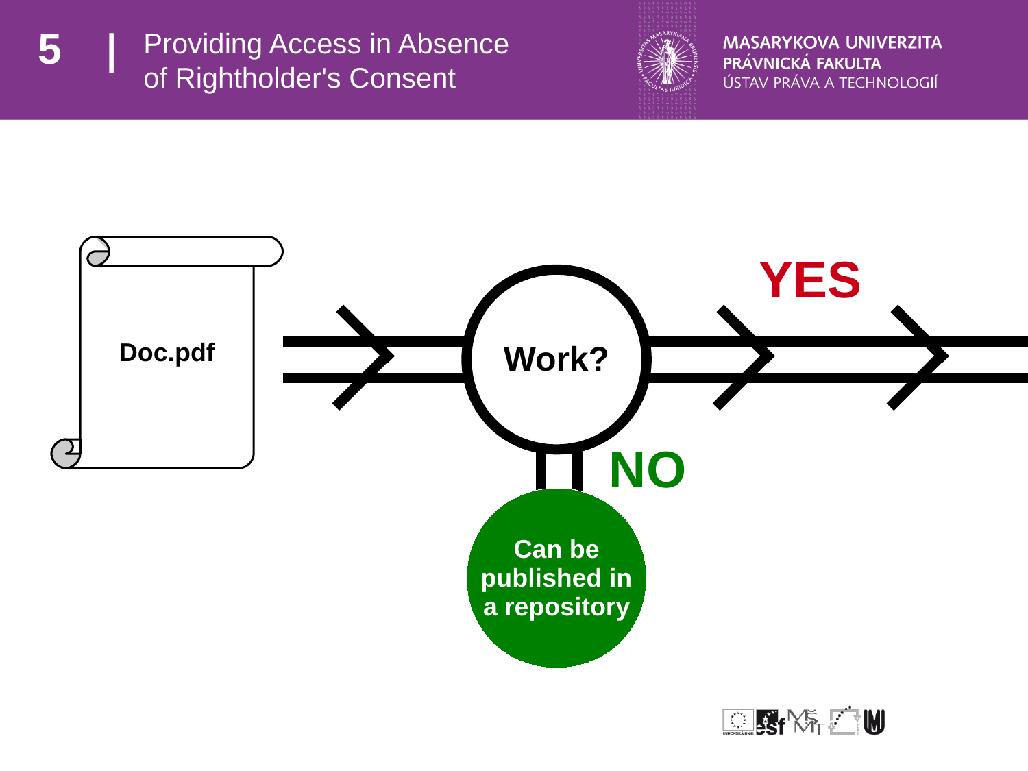# 5 | Providing Access in Absence of Rightholder's Consent

Doc.pdf

Work?

YES

NO

Can be published in a repository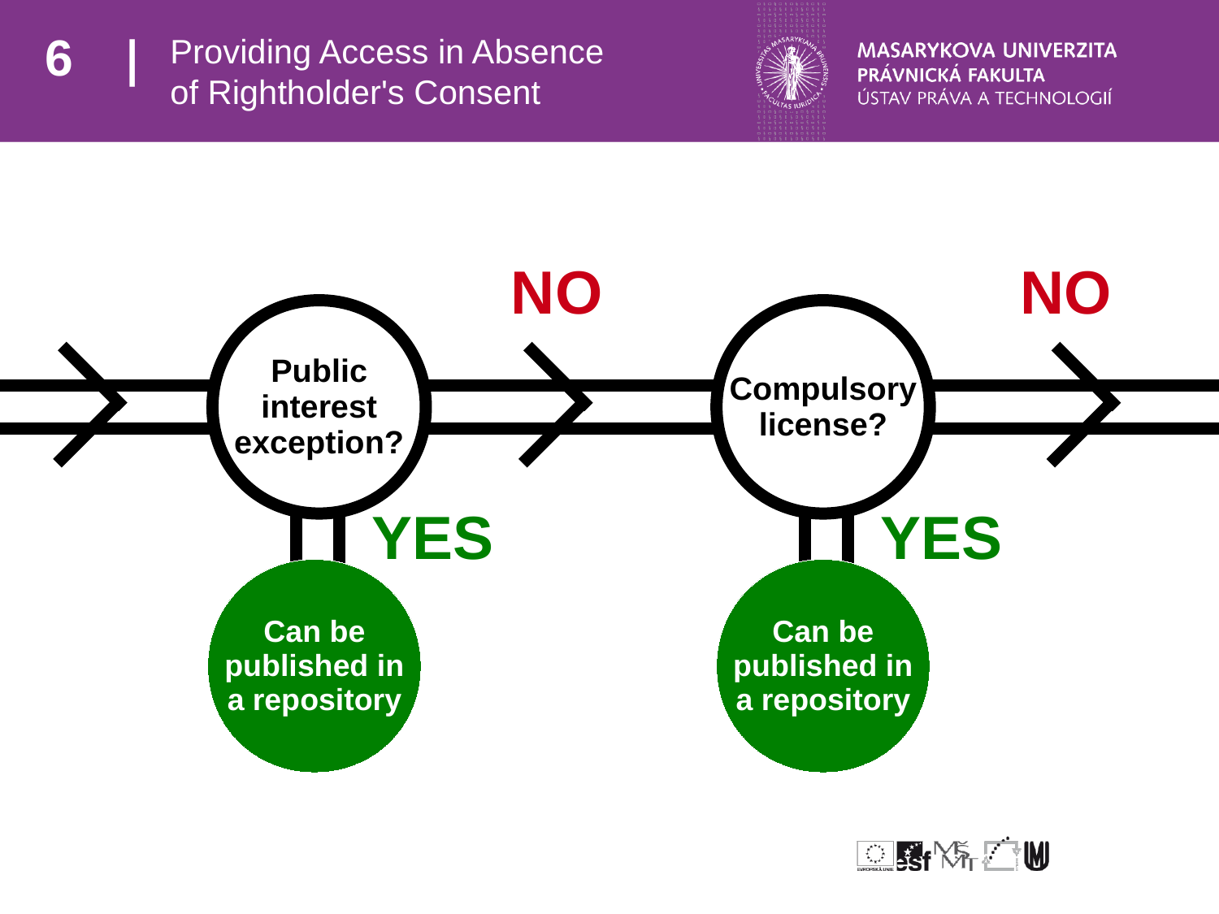# Providing Access in Absence of Rightholder's Consent

Public interest exception?

NO

YES

Can be published in a repository

Compulsory license?

NO

YES

Can be published in a repository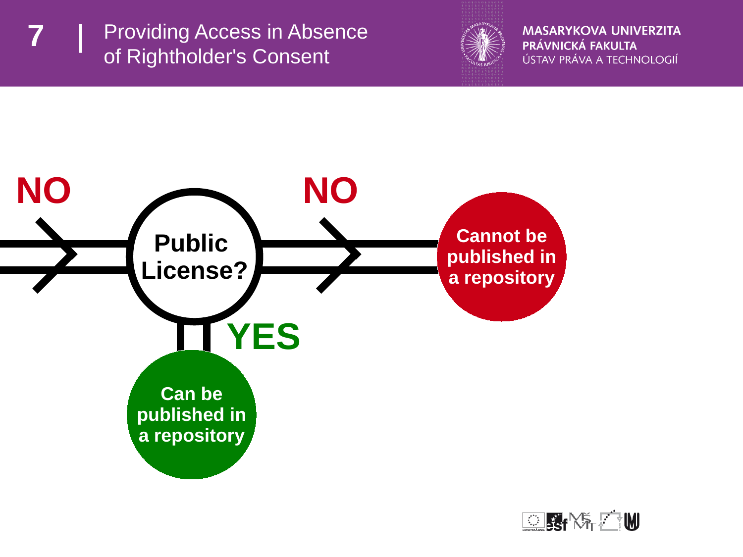# Providing Access in Absence of Rightholder's Consent

NO

Public License?

NO

Cannot be published in a repository

YES

Can be published in a repository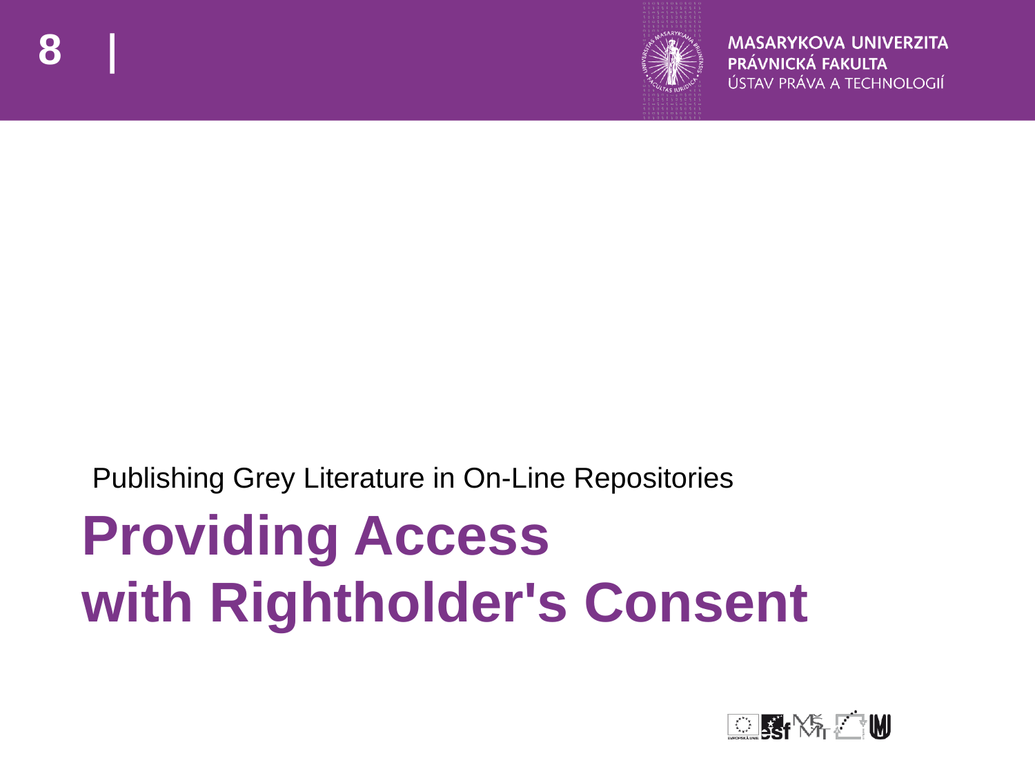Publishing Grey Literature in On-Line Repositories

# Providing Access with Rightholder's Consent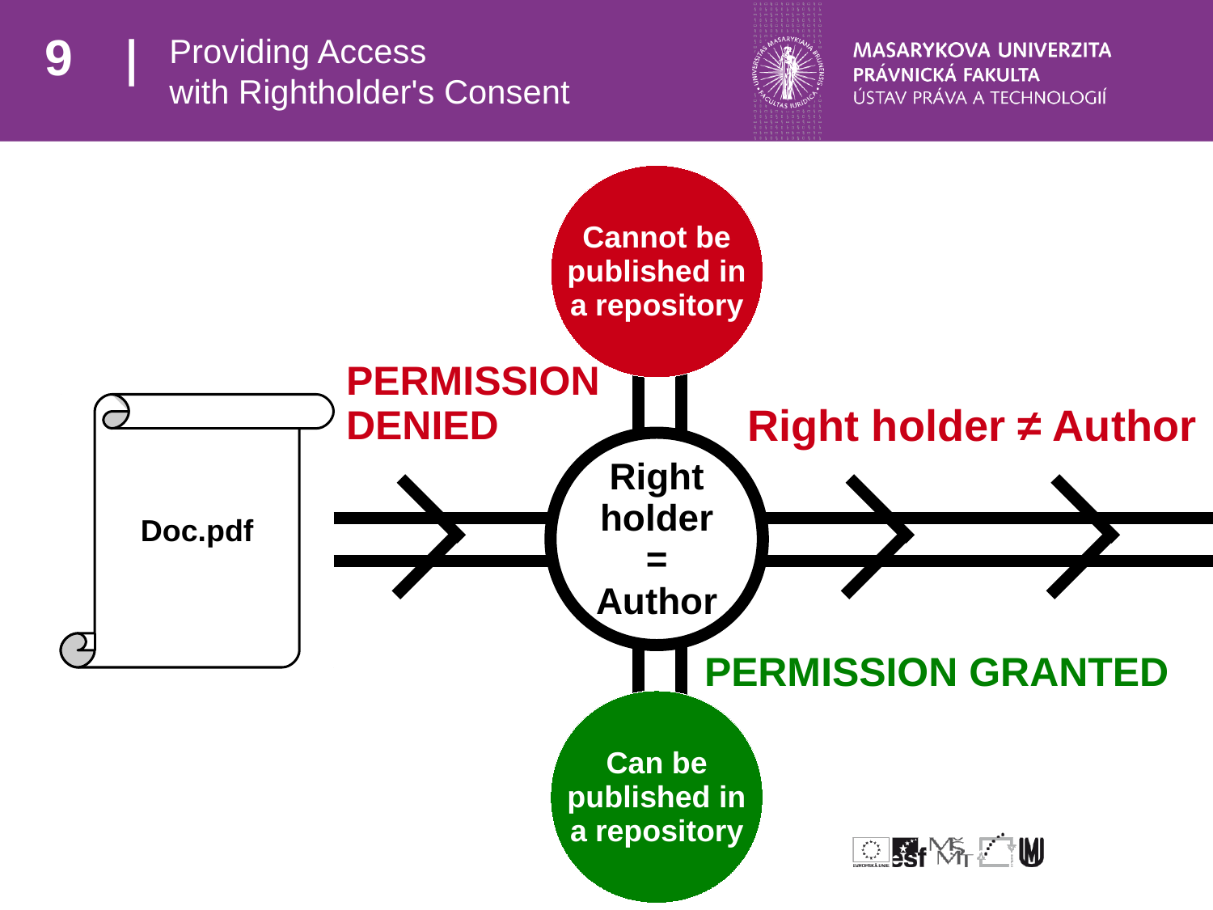# Providing Access with Rightholder's Consent

Doc.pdf

PERMISSION DENIED

Cannot be published in a repository

Right holder = Author

Right holder ≠ Author

PERMISSION GRANTED

Can be published in a repository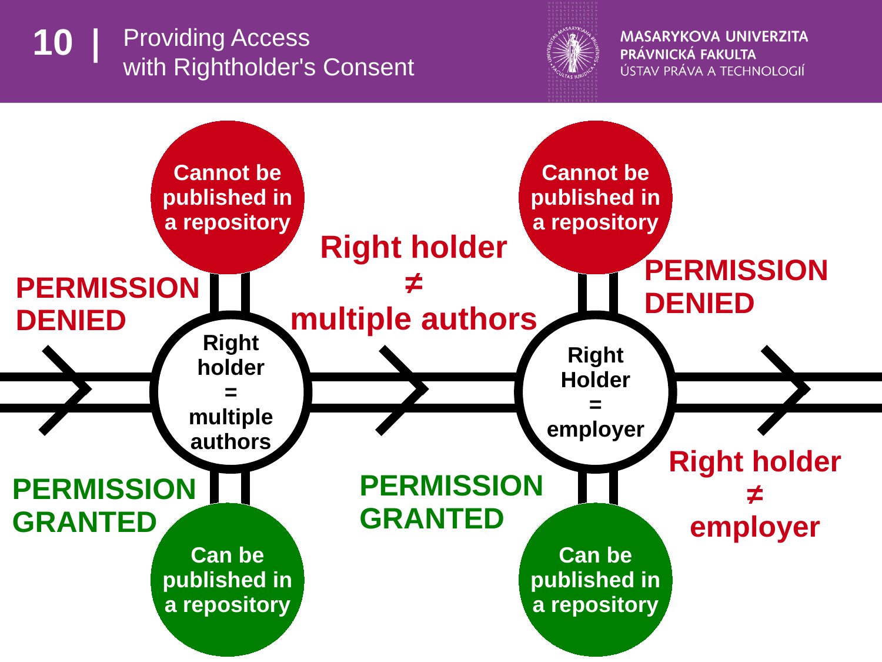# 10 | Providing Access with Rightholder's Consent

MASARYKOVA UNIVERZITA
PRÁVNICKÁ FAKULTA
ÚSTAV PRÁVA A TECHNOLOGIÍ

PERMISSION DENIED

Cannot be published in a repository

Right holder = multiple authors

PERMISSION GRANTED

Can be published in a repository

Right holder ≠ multiple authors

Cannot be published in a repository

PERMISSION DENIED

Right Holder = employer

PERMISSION GRANTED

Can be published in a repository

Right holder ≠ employer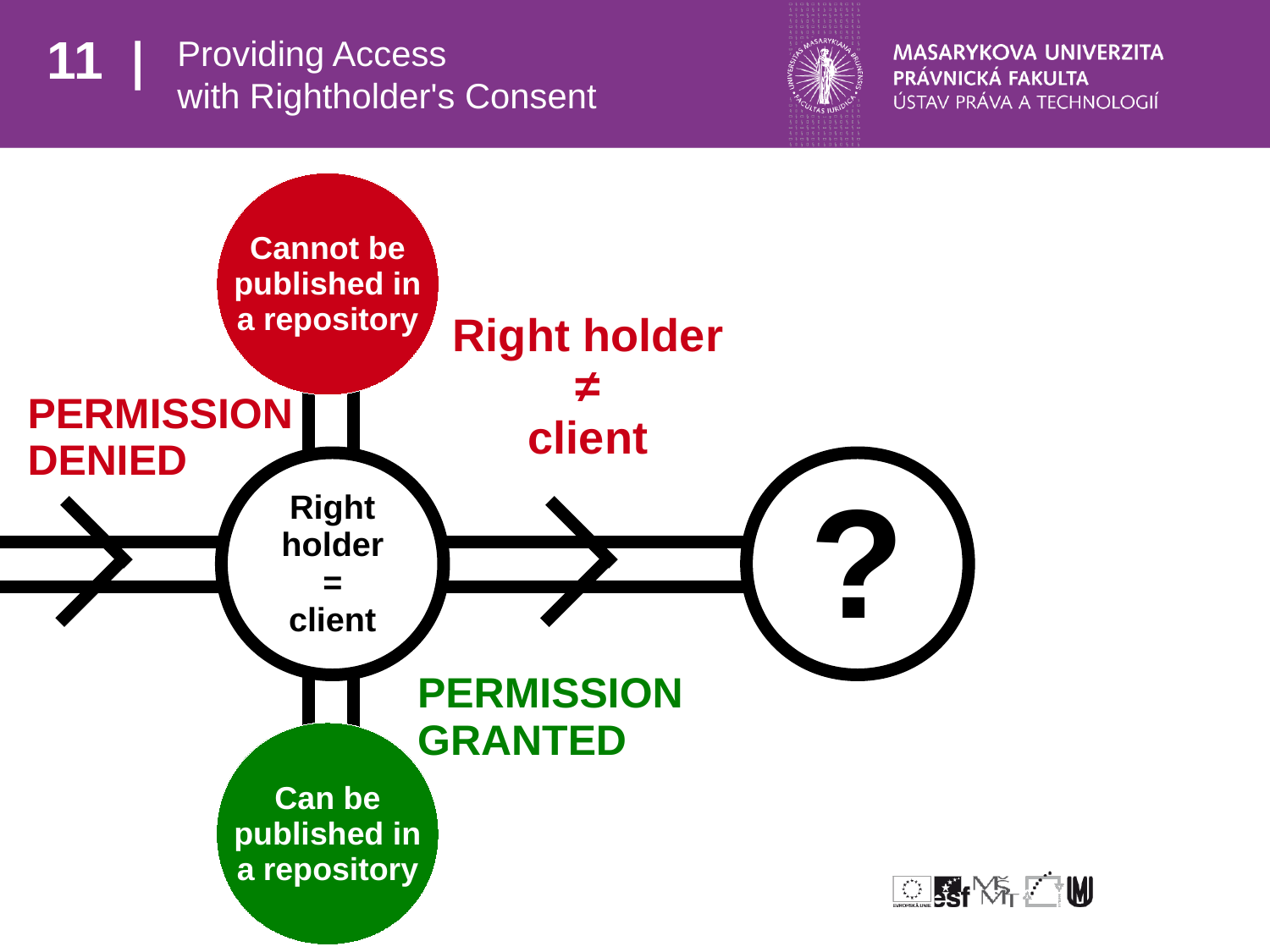# 11 | Providing Access with Rightholder's Consent

Cannot be published in a repository

Right holder ≠ client

PERMISSION DENIED

Right holder = client

?

PERMISSION GRANTED

Can be published in a repository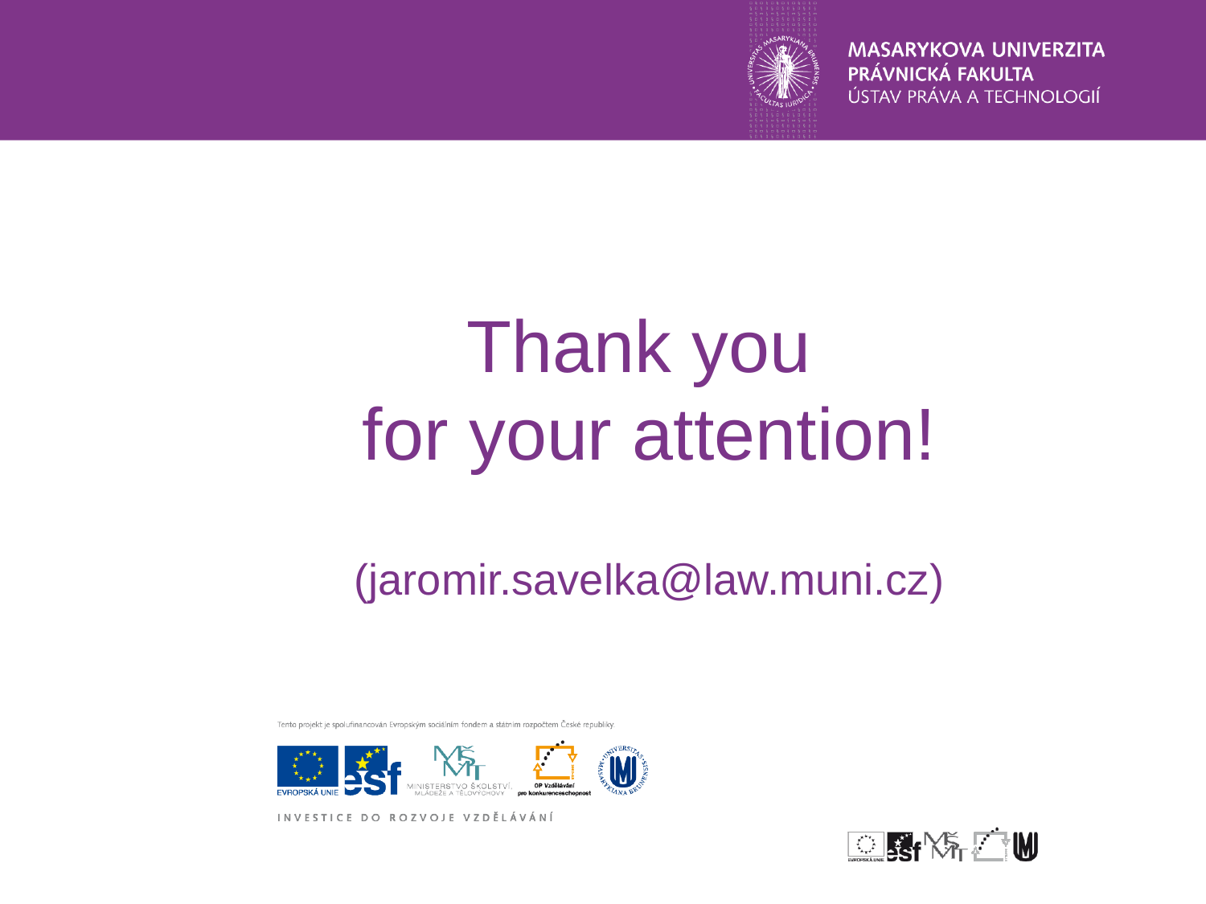MASARYKOVA UNIVERZITA
PRÁVNICKÁ FAKULTA
ÚSTAV PRÁVA A TECHNOLOGIÍ

# Thank you for your attention!

(jaromir.savelka@law.muni.cz)

Tento projekt je spolufinancován Evropským sociálním fondem a státním rozpočtem České republiky.

INVESTICE DO ROZVOJE VZDĚLÁVÁNÍ